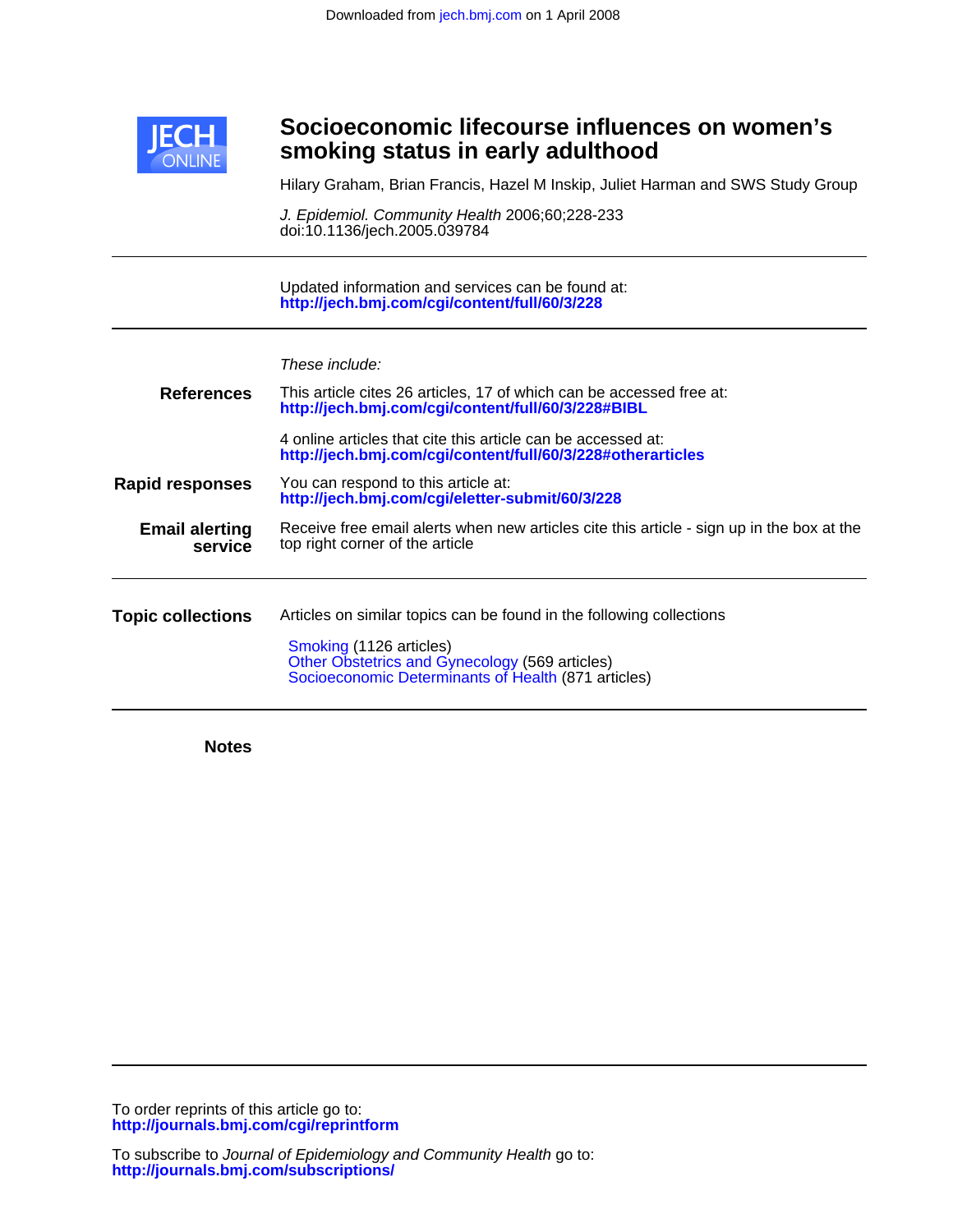Downloaded from jech.bmj.com on 1 April 2008

JECH ONLINE

# Socioeconomic lifecourse influences on women's smoking status in early adulthood

Hilary Graham, Brian Francis, Hazel M Inskip, Juliet Harman and SWS Study Group

*J. Epidemiol. Community Health* 2006;60;228-233
doi:10.1136/jech.2005.039784

Updated information and services can be found at:
**http://jech.bmj.com/cgi/content/full/60/3/228**

*These include:*

**References**
This article cites 26 articles, 17 of which can be accessed free at:
**http://jech.bmj.com/cgi/content/full/60/3/228#BIBL**

4 online articles that cite this article can be accessed at:
**http://jech.bmj.com/cgi/content/full/60/3/228#otherarticles**

**Rapid responses**
You can respond to this article at:
**http://jech.bmj.com/cgi/eletter-submit/60/3/228**

**Email alerting service**
Receive free email alerts when new articles cite this article - sign up in the box at the top right corner of the article

**Topic collections**
Articles on similar topics can be found in the following collections

Smoking (1126 articles)
Other Obstetrics and Gynecology (569 articles)
Socioeconomic Determinants of Health (871 articles)

**Notes**

To order reprints of this article go to:
**http://journals.bmj.com/cgi/reprintform**

To subscribe to *Journal of Epidemiology and Community Health* go to:
**http://journals.bmj.com/subscriptions/**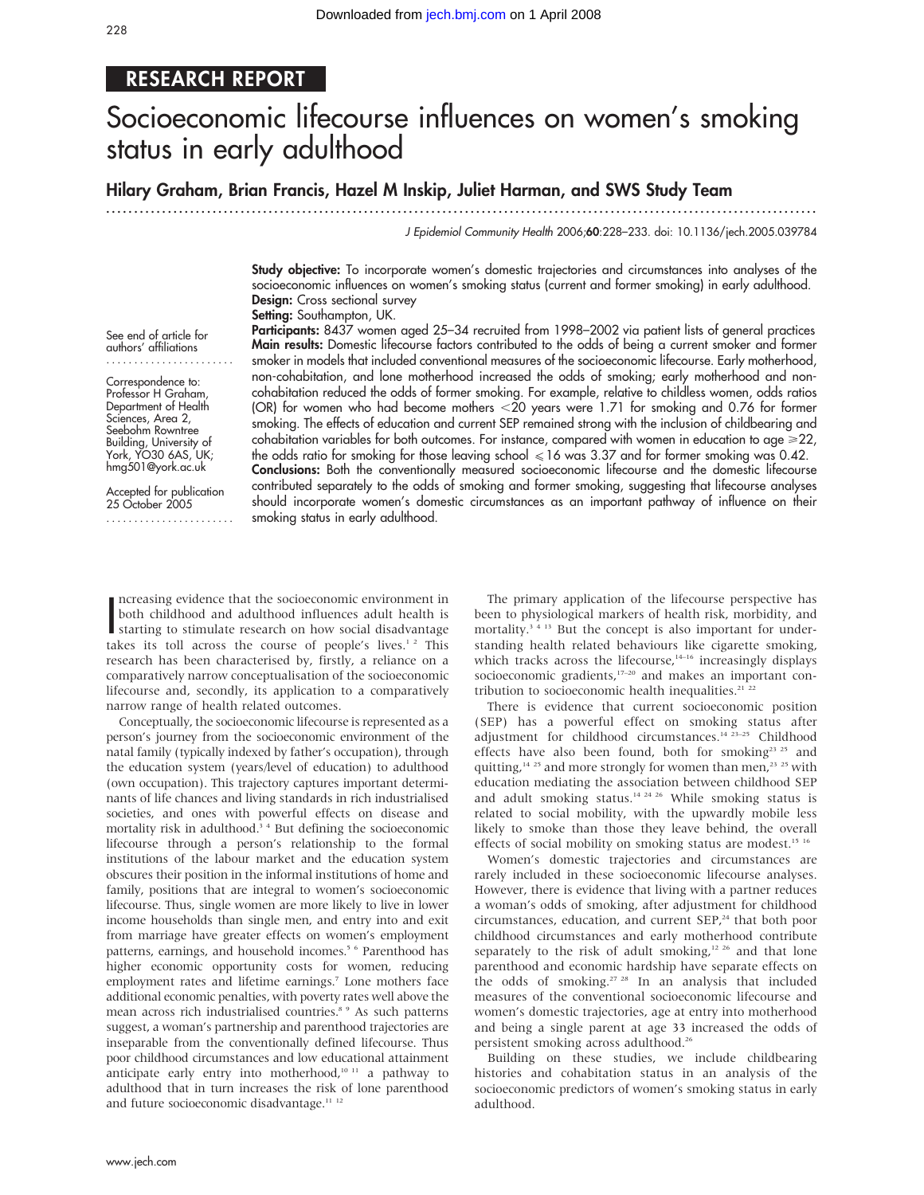# RESEARCH REPORT

# Socioeconomic lifecourse influences on women's smoking status in early adulthood

**Hilary Graham, Brian Francis, Hazel M Inskip, Juliet Harman, and SWS Study Team**

See end of article for authors' affiliations

Correspondence to: Professor H Graham, Department of Health Sciences, Area 2, Seebohm Rowntree Building, University of York, YO30 6AS, UK; hmg501@york.ac.uk

Accepted for publication 25 October 2005

**Study objective:** To incorporate women's domestic trajectories and circumstances into analyses of the socioeconomic influences on women's smoking status (current and former smoking) in early adulthood.
**Design:** Cross sectional survey
**Setting:** Southampton, UK.
**Participants:** 8437 women aged 25–34 recruited from 1998–2002 via patient lists of general practices
**Main results:** Domestic lifecourse factors contributed to the odds of being a current smoker and former smoker in models that included conventional measures of the socioeconomic lifecourse. Early motherhood, non-cohabitation, and lone motherhood increased the odds of smoking; early motherhood and non-cohabitation reduced the odds of former smoking. For example, relative to childless women, odds ratios (OR) for women who had become mothers <20 years were 1.71 for smoking and 0.76 for former smoking. The effects of education and current SEP remained strong with the inclusion of childbearing and cohabitation variables for both outcomes. For instance, compared with women in education to age ⩾22, the odds ratio for smoking for those leaving school ⩽16 was 3.37 and for former smoking was 0.42.
**Conclusions:** Both the conventionally measured socioeconomic lifecourse and the domestic lifecourse contributed separately to the odds of smoking and former smoking, suggesting that lifecourse analyses should incorporate women's domestic circumstances as an important pathway of influence on their smoking status in early adulthood.

Increasing evidence that the socioeconomic environment in both childhood and adulthood influences adult health is starting to stimulate research on how social disadvantage takes its toll across the course of people's lives.[1,2] This research has been characterised by, firstly, a reliance on a comparatively narrow conceptualisation of the socioeconomic lifecourse and, secondly, its application to a comparatively narrow range of health related outcomes.

Conceptually, the socioeconomic lifecourse is represented as a person's journey from the socioeconomic environment of the natal family (typically indexed by father's occupation), through the education system (years/level of education) to adulthood (own occupation). This trajectory captures important determinants of life chances and living standards in rich industrialised societies, and ones with powerful effects on disease and mortality risk in adulthood.[3,4] But defining the socioeconomic lifecourse through a person's relationship to the formal institutions of the labour market and the education system obscures their position in the informal institutions of home and family, positions that are integral to women's socioeconomic lifecourse. Thus, single women are more likely to live in lower income households than single men, and entry into and exit from marriage have greater effects on women's employment patterns, earnings, and household incomes.[5,6] Parenthood has higher economic opportunity costs for women, reducing employment rates and lifetime earnings.[7] Lone mothers face additional economic penalties, with poverty rates well above the mean across rich industrialised countries.[8,9] As such patterns suggest, a woman's partnership and parenthood trajectories are inseparable from the conventionally defined lifecourse. Thus poor childhood circumstances and low educational attainment anticipate early entry into motherhood,[10,11] a pathway to adulthood that in turn increases the risk of lone parenthood and future socioeconomic disadvantage.[11,12]

The primary application of the lifecourse perspective has been to physiological markers of health risk, morbidity, and mortality.[3,4,13] But the concept is also important for understanding health related behaviours like cigarette smoking, which tracks across the lifecourse,[14–16] increasingly displays socioeconomic gradients,[17–20] and makes an important contribution to socioeconomic health inequalities.[21,22]

There is evidence that current socioeconomic position (SEP) has a powerful effect on smoking status after adjustment for childhood circumstances.[14,23–25] Childhood effects have also been found, both for smoking[23,25] and quitting,[14,25] and more strongly for women than men,[23,25] with education mediating the association between childhood SEP and adult smoking status.[14,24,26] While smoking status is related to social mobility, with the upwardly mobile less likely to smoke than those they leave behind, the overall effects of social mobility on smoking status are modest.[15,16]

Women's domestic trajectories and circumstances are rarely included in these socioeconomic lifecourse analyses. However, there is evidence that living with a partner reduces a woman's odds of smoking, after adjustment for childhood circumstances, education, and current SEP,[24] that both poor childhood circumstances and early motherhood contribute separately to the risk of adult smoking,[12,26] and that lone parenthood and economic hardship have separate effects on the odds of smoking.[27,28] In an analysis that included measures of the conventional socioeconomic lifecourse and women's domestic trajectories, age at entry into motherhood and being a single parent at age 33 increased the odds of persistent smoking across adulthood.[26]

Building on these studies, we include childbearing histories and cohabitation status in an analysis of the socioeconomic predictors of women's smoking status in early adulthood.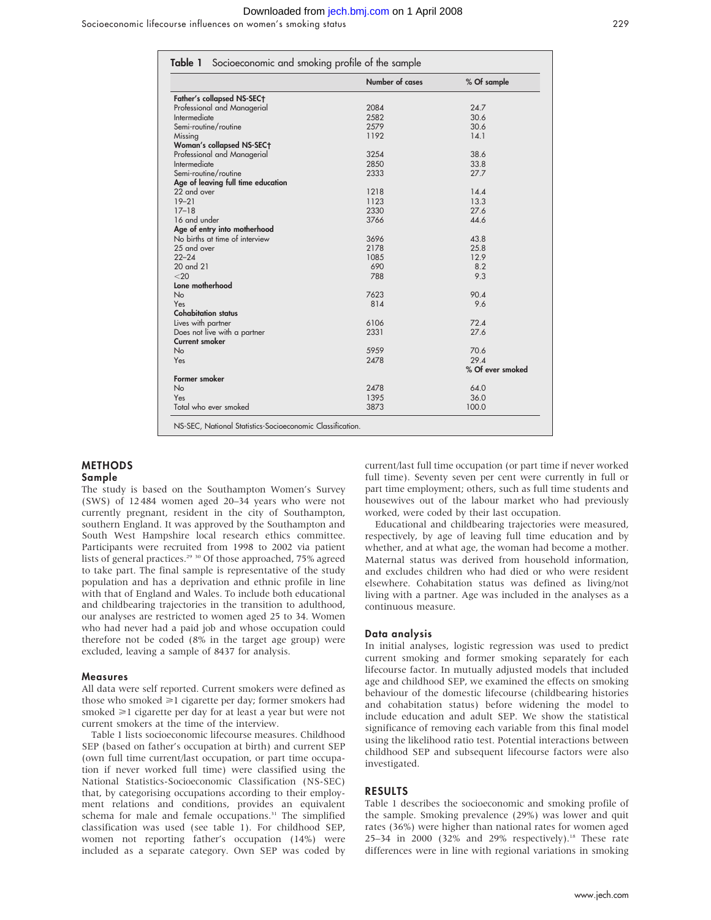**Table 1** Socioeconomic and smoking profile of the sample

| | Number of cases | % Of sample |
|---|---|---|
| **Father's collapsed NS-SEC†** | | |
| Professional and Managerial | 2084 | 24.7 |
| Intermediate | 2582 | 30.6 |
| Semi-routine/routine | 2579 | 30.6 |
| Missing | 1192 | 14.1 |
| **Woman's collapsed NS-SEC†** | | |
| Professional and Managerial | 3254 | 38.6 |
| Intermediate | 2850 | 33.8 |
| Semi-routine/routine | 2333 | 27.7 |
| **Age of leaving full time education** | | |
| 22 and over | 1218 | 14.4 |
| 19–21 | 1123 | 13.3 |
| 17–18 | 2330 | 27.6 |
| 16 and under | 3766 | 44.6 |
| **Age of entry into motherhood** | | |
| No births at time of interview | 3696 | 43.8 |
| 25 and over | 2178 | 25.8 |
| 22–24 | 1085 | 12.9 |
| 20 and 21 | 690 | 8.2 |
| <20 | 788 | 9.3 |
| **Lone motherhood** | | |
| No | 7623 | 90.4 |
| Yes | 814 | 9.6 |
| **Cohabitation status** | | |
| Lives with partner | 6106 | 72.4 |
| Does not live with a partner | 2331 | 27.6 |
| **Current smoker** | | |
| No | 5959 | 70.6 |
| Yes | 2478 | 29.4 |
| | | % Of ever smoked |
| **Former smoker** | | |
| No | 2478 | 64.0 |
| Yes | 1395 | 36.0 |
| Total who ever smoked | 3873 | 100.0 |

NS-SEC, National Statistics-Socioeconomic Classification.

## METHODS

### Sample

The study is based on the Southampton Women's Survey (SWS) of 12 484 women aged 20–34 years who were not currently pregnant, resident in the city of Southampton, southern England. It was approved by the Southampton and South West Hampshire local research ethics committee. Participants were recruited from 1998 to 2002 via patient lists of general practices.[29 30] Of those approached, 75% agreed to take part. The final sample is representative of the study population and has a deprivation and ethnic profile in line with that of England and Wales. To include both educational and childbearing trajectories in the transition to adulthood, our analyses are restricted to women aged 25 to 34. Women who had never had a paid job and whose occupation could therefore not be coded (8% in the target age group) were excluded, leaving a sample of 8437 for analysis.

### Measures

All data were self reported. Current smokers were defined as those who smoked ⩾1 cigarette per day; former smokers had smoked ⩾1 cigarette per day for at least a year but were not current smokers at the time of the interview.

Table 1 lists socioeconomic lifecourse measures. Childhood SEP (based on father's occupation at birth) and current SEP (own full time current/last occupation, or part time occupation if never worked full time) were classified using the National Statistics-Socioeconomic Classification (NS-SEC) that, by categorising occupations according to their employment relations and conditions, provides an equivalent schema for male and female occupations.[31] The simplified classification was used (see table 1). For childhood SEP, women not reporting father's occupation (14%) were included as a separate category. Own SEP was coded by current/last full time occupation (or part time if never worked full time). Seventy seven per cent were currently in full or part time employment; others, such as full time students and housewives out of the labour market who had previously worked, were coded by their last occupation.

Educational and childbearing trajectories were measured, respectively, by age of leaving full time education and by whether, and at what age, the woman had become a mother. Maternal status was derived from household information, and excludes children who had died or who were resident elsewhere. Cohabitation status was defined as living/not living with a partner. Age was included in the analyses as a continuous measure.

### Data analysis

In initial analyses, logistic regression was used to predict current smoking and former smoking separately for each lifecourse factor. In mutually adjusted models that included age and childhood SEP, we examined the effects on smoking behaviour of the domestic lifecourse (childbearing histories and cohabitation status) before widening the model to include education and adult SEP. We show the statistical significance of removing each variable from this final model using the likelihood ratio test. Potential interactions between childhood SEP and subsequent lifecourse factors were also investigated.

## RESULTS

Table 1 describes the socioeconomic and smoking profile of the sample. Smoking prevalence (29%) was lower and quit rates (36%) were higher than national rates for women aged 25–34 in 2000 (32% and 29% respectively).[18] These rate differences were in line with regional variations in smoking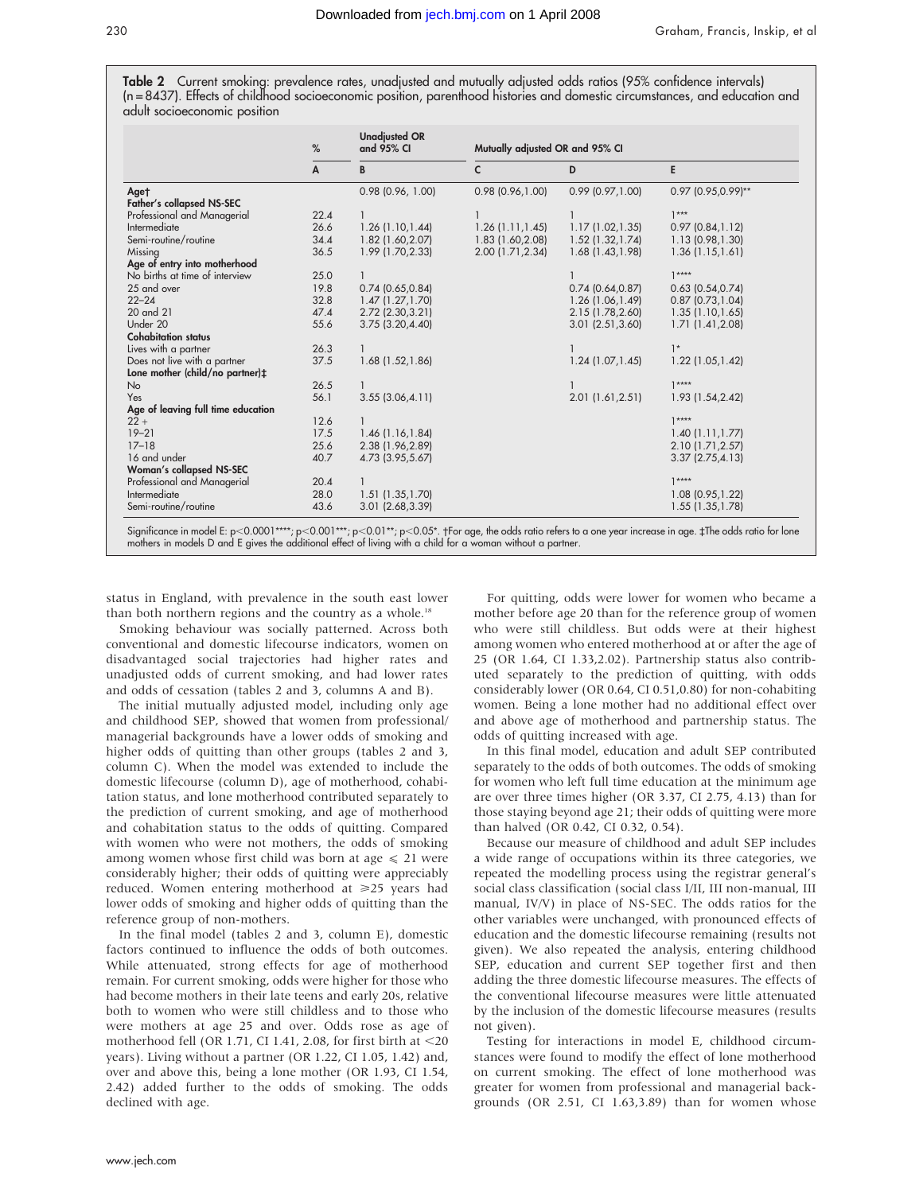**Table 2** Current smoking: prevalence rates, unadjusted and mutually adjusted odds ratios (95% confidence intervals) (n = 8437). Effects of childhood socioeconomic position, parenthood histories and domestic circumstances, and education and adult socioeconomic position

| | % | Unadjusted OR and 95% CI | Mutually adjusted OR and 95% CI | | |
|---|---|---|---|---|---|
| | A | B | C | D | E |
| **Age†** | | 0.98 (0.96, 1.00) | 0.98 (0.96,1.00) | 0.99 (0.97,1.00) | 0.97 (0.95,0.99)** |
| **Father's collapsed NS-SEC** | | | | | |
| Professional and Managerial | 22.4 | 1 | 1 | 1 | 1*** |
| Intermediate | 26.6 | 1.26 (1.10,1.44) | 1.26 (1.11,1.45) | 1.17 (1.02,1.35) | 0.97 (0.84,1.12) |
| Semi-routine/routine | 34.4 | 1.82 (1.60,2.07) | 1.83 (1.60,2.08) | 1.52 (1.32,1.74) | 1.13 (0.98,1.30) |
| Missing | 36.5 | 1.99 (1.70,2.33) | 2.00 (1.71,2.34) | 1.68 (1.43,1.98) | 1.36 (1.15,1.61) |
| **Age of entry into motherhood** | | | | | |
| No births at time of interview | 25.0 | 1 | | 1 | 1**** |
| 25 and over | 19.8 | 0.74 (0.65,0.84) | | 0.74 (0.64,0.87) | 0.63 (0.54,0.74) |
| 22–24 | 32.8 | 1.47 (1.27,1.70) | | 1.26 (1.06,1.49) | 0.87 (0.73,1.04) |
| 20 and 21 | 47.4 | 2.72 (2.30,3.21) | | 2.15 (1.78,2.60) | 1.35 (1.10,1.65) |
| Under 20 | 55.6 | 3.75 (3.20,4.40) | | 3.01 (2.51,3.60) | 1.71 (1.41,2.08) |
| **Cohabitation status** | | | | | |
| Lives with a partner | 26.3 | 1 | | 1 | 1* |
| Does not live with a partner | 37.5 | 1.68 (1.52,1.86) | | 1.24 (1.07,1.45) | 1.22 (1.05,1.42) |
| **Lone mother (child/no partner)‡** | | | | | |
| No | 26.5 | 1 | | 1 | 1**** |
| Yes | 56.1 | 3.55 (3.06,4.11) | | 2.01 (1.61,2.51) | 1.93 (1.54,2.42) |
| **Age of leaving full time education** | | | | | |
| 22+ | 12.6 | 1 | | | 1**** |
| 19–21 | 17.5 | 1.46 (1.16,1.84) | | | 1.40 (1.11,1.77) |
| 17–18 | 25.6 | 2.38 (1.96,2.89) | | | 2.10 (1.71,2.57) |
| 16 and under | 40.7 | 4.73 (3.95,5.67) | | | 3.37 (2.75,4.13) |
| **Woman's collapsed NS-SEC** | | | | | |
| Professional and Managerial | 20.4 | 1 | | | 1**** |
| Intermediate | 28.0 | 1.51 (1.35,1.70) | | | 1.08 (0.95,1.22) |
| Semi-routine/routine | 43.6 | 3.01 (2.68,3.39) | | | 1.55 (1.35,1.78) |

Significance in model E: $p<0.0001$****; $p<0.001$***; $p<0.01$**; $p<0.05$*. †For age, the odds ratio refers to a one year increase in age. ‡The odds ratio for lone mothers in models D and E gives the additional effect of living with a child for a woman without a partner.

status in England, with prevalence in the south east lower than both northern regions and the country as a whole.[18]

Smoking behaviour was socially patterned. Across both conventional and domestic lifecourse indicators, women on disadvantaged social trajectories had higher rates and unadjusted odds of current smoking, and had lower rates and odds of cessation (tables 2 and 3, columns A and B).

The initial mutually adjusted model, including only age and childhood SEP, showed that women from professional/managerial backgrounds have a lower odds of smoking and higher odds of quitting than other groups (tables 2 and 3, column C). When the model was extended to include the domestic lifecourse (column D), age of motherhood, cohabitation status, and lone motherhood contributed separately to the prediction of current smoking, and age of motherhood and cohabitation status to the odds of quitting. Compared with women who were not mothers, the odds of smoking among women whose first child was born at age ⩽ 21 were considerably higher; their odds of quitting were appreciably reduced. Women entering motherhood at ⩾25 years had lower odds of smoking and higher odds of quitting than the reference group of non-mothers.

In the final model (tables 2 and 3, column E), domestic factors continued to influence the odds of both outcomes. While attenuated, strong effects for age of motherhood remain. For current smoking, odds were higher for those who had become mothers in their late teens and early 20s, relative both to women who were still childless and to those who were mothers at age 25 and over. Odds rose as age of motherhood fell (OR 1.71, CI 1.41, 2.08, for first birth at <20 years). Living without a partner (OR 1.22, CI 1.05, 1.42) and, over and above this, being a lone mother (OR 1.93, CI 1.54, 2.42) added further to the odds of smoking. The odds declined with age.

For quitting, odds were lower for women who became a mother before age 20 than for the reference group of women who were still childless. But odds were at their highest among women who entered motherhood at or after the age of 25 (OR 1.64, CI 1.33,2.02). Partnership status also contributed separately to the prediction of quitting, with odds considerably lower (OR 0.64, CI 0.51,0.80) for non-cohabiting women. Being a lone mother had no additional effect over and above age of motherhood and partnership status. The odds of quitting increased with age.

In this final model, education and adult SEP contributed separately to the odds of both outcomes. The odds of smoking for women who left full time education at the minimum age are over three times higher (OR 3.37, CI 2.75, 4.13) than for those staying beyond age 21; their odds of quitting were more than halved (OR 0.42, CI 0.32, 0.54).

Because our measure of childhood and adult SEP includes a wide range of occupations within its three categories, we repeated the modelling process using the registrar general's social class classification (social class I/II, III non-manual, III manual, IV/V) in place of NS-SEC. The odds ratios for the other variables were unchanged, with pronounced effects of education and the domestic lifecourse remaining (results not given). We also repeated the analysis, entering childhood SEP, education and current SEP together first and then adding the three domestic lifecourse measures. The effects of the conventional lifecourse measures were little attenuated by the inclusion of the domestic lifecourse measures (results not given).

Testing for interactions in model E, childhood circumstances were found to modify the effect of lone motherhood on current smoking. The effect of lone motherhood was greater for women from professional and managerial backgrounds (OR 2.51, CI 1.63,3.89) than for women whose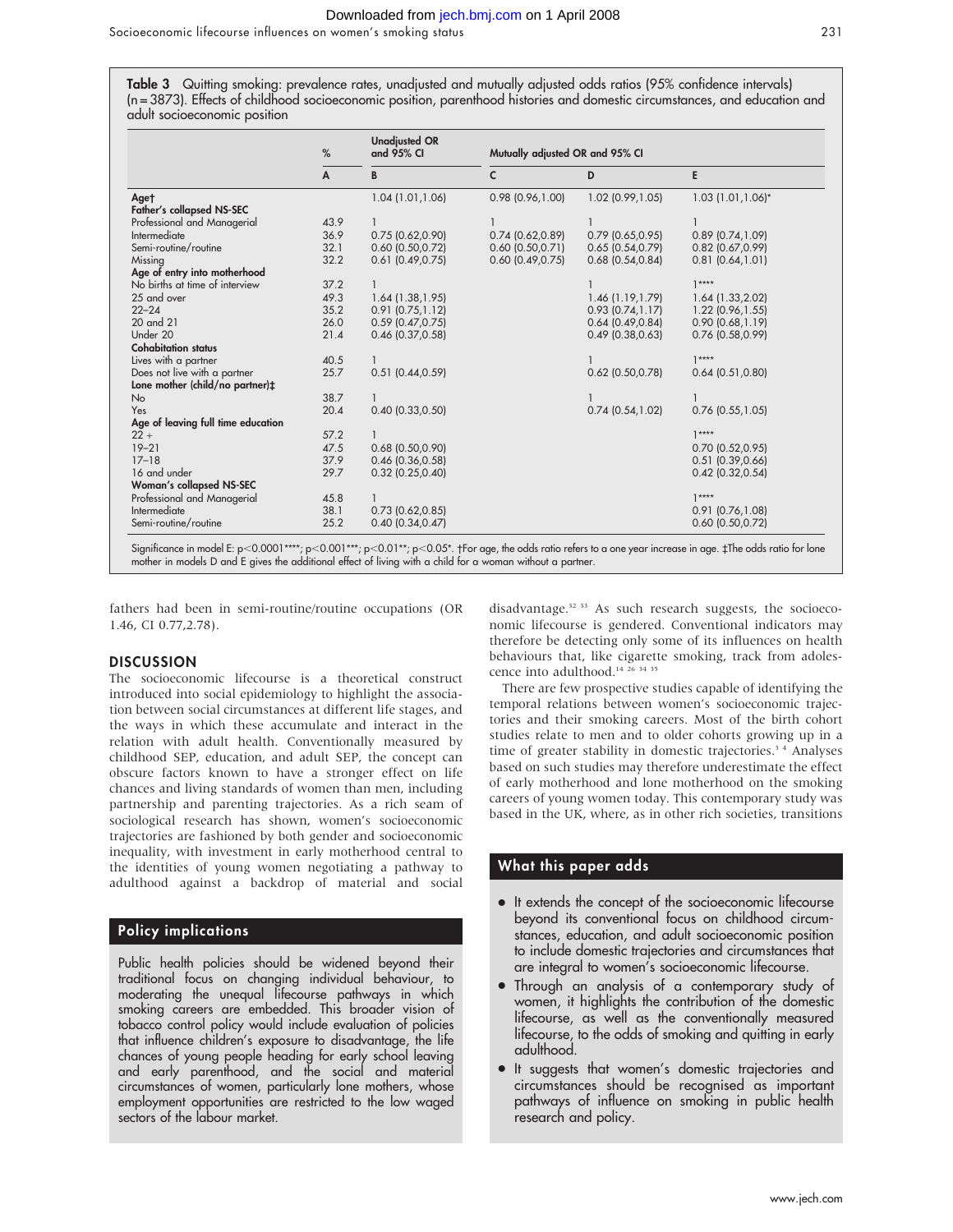**Table 3** Quitting smoking: prevalence rates, unadjusted and mutually adjusted odds ratios (95% confidence intervals) (n = 3873). Effects of childhood socioeconomic position, parenthood histories and domestic circumstances, and education and adult socioeconomic position

| | % | Unadjusted OR and 95% CI | Mutually adjusted OR and 95% CI | | |
|---|---|---|---|---|---|
| | A | B | C | D | E |
| **Age†** | | 1.04 (1.01,1.06) | 0.98 (0.96,1.00) | 1.02 (0.99,1.05) | 1.03 (1.01,1.06)* |
| **Father's collapsed NS-SEC** | | | | | |
| Professional and Managerial | 43.9 | 1 | 1 | 1 | 1 |
| Intermediate | 36.9 | 0.75 (0.62,0.90) | 0.74 (0.62,0.89) | 0.79 (0.65,0.95) | 0.89 (0.74,1.09) |
| Semi-routine/routine | 32.1 | 0.60 (0.50,0.72) | 0.60 (0.50,0.71) | 0.65 (0.54,0.79) | 0.82 (0.67,0.99) |
| Missing | 32.2 | 0.61 (0.49,0.75) | 0.60 (0.49,0.75) | 0.68 (0.54,0.84) | 0.81 (0.64,1.01) |
| **Age of entry into motherhood** | | | | | |
| No births at time of interview | 37.2 | 1 | | 1 | 1**** |
| 25 and over | 49.3 | 1.64 (1.38,1.95) | | 1.46 (1.19,1.79) | 1.64 (1.33,2.02) |
| 22–24 | 35.2 | 0.91 (0.75,1.12) | | 0.93 (0.74,1.17) | 1.22 (0.96,1.55) |
| 20 and 21 | 26.0 | 0.59 (0.47,0.75) | | 0.64 (0.49,0.84) | 0.90 (0.68,1.19) |
| Under 20 | 21.4 | 0.46 (0.37,0.58) | | 0.49 (0.38,0.63) | 0.76 (0.58,0.99) |
| **Cohabitation status** | | | | | |
| Lives with a partner | 40.5 | 1 | | 1 | 1**** |
| Does not live with a partner | 25.7 | 0.51 (0.44,0.59) | | 0.62 (0.50,0.78) | 0.64 (0.51,0.80) |
| **Lone mother (child/no partner)‡** | | | | | |
| No | 38.7 | 1 | | 1 | 1 |
| Yes | 20.4 | 0.40 (0.33,0.50) | | 0.74 (0.54,1.02) | 0.76 (0.55,1.05) |
| **Age of leaving full time education** | | | | | |
| 22 + | 57.2 | 1 | | | 1**** |
| 19–21 | 47.5 | 0.68 (0.50,0.90) | | | 0.70 (0.52,0.95) |
| 17–18 | 37.9 | 0.46 (0.36,0.58) | | | 0.51 (0.39,0.66) |
| 16 and under | 29.7 | 0.32 (0.25,0.40) | | | 0.42 (0.32,0.54) |
| **Woman's collapsed NS-SEC** | | | | | |
| Professional and Managerial | 45.8 | 1 | | | 1**** |
| Intermediate | 38.1 | 0.73 (0.62,0.85) | | | 0.91 (0.76,1.08) |
| Semi-routine/routine | 25.2 | 0.40 (0.34,0.47) | | | 0.60 (0.50,0.72) |

Significance in model E: $p<0.0001$****; $p<0.001$***; $p<0.01$**; $p<0.05$*. †For age, the odds ratio refers to a one year increase in age. ‡The odds ratio for lone mother in models D and E gives the additional effect of living with a child for a woman without a partner.

fathers had been in semi-routine/routine occupations (OR 1.46, CI 0.77,2.78).

## DISCUSSION

The socioeconomic lifecourse is a theoretical construct introduced into social epidemiology to highlight the association between social circumstances at different life stages, and the ways in which these accumulate and interact in the relation with adult health. Conventionally measured by childhood SEP, education, and adult SEP, the concept can obscure factors known to have a stronger effect on life chances and living standards of women than men, including partnership and parenting trajectories. As a rich seam of sociological research has shown, women's socioeconomic trajectories are fashioned by both gender and socioeconomic inequality, with investment in early motherhood central to the identities of young women negotiating a pathway to adulthood against a backdrop of material and social disadvantage.[32 33] As such research suggests, the socioeconomic lifecourse is gendered. Conventional indicators may therefore be detecting only some of its influences on health behaviours that, like cigarette smoking, track from adolescence into adulthood.[14 26 34 35]

There are few prospective studies capable of identifying the temporal relations between women's socioeconomic trajectories and their smoking careers. Most of the birth cohort studies relate to men and to older cohorts growing up in a time of greater stability in domestic trajectories.[3 4] Analyses based on such studies may therefore underestimate the effect of early motherhood and lone motherhood on the smoking careers of young women today. This contemporary study was based in the UK, where, as in other rich societies, transitions

### Policy implications

Public health policies should be widened beyond their traditional focus on changing individual behaviour, to moderating the unequal lifecourse pathways in which smoking careers are embedded. This broader vision of tobacco control policy would include evaluation of policies that influence children's exposure to disadvantage, the life chances of young people heading for early school leaving and early parenthood, and the social and material circumstances of women, particularly lone mothers, whose employment opportunities are restricted to the low waged sectors of the labour market.

### What this paper adds

- It extends the concept of the socioeconomic lifecourse beyond its conventional focus on childhood circumstances, education, and adult socioeconomic position to include domestic trajectories and circumstances that are integral to women's socioeconomic lifecourse.
- Through an analysis of a contemporary study of women, it highlights the contribution of the domestic lifecourse, as well as the conventionally measured lifecourse, to the odds of smoking and quitting in early adulthood.
- It suggests that women's domestic trajectories and circumstances should be recognised as important pathways of influence on smoking in public health research and policy.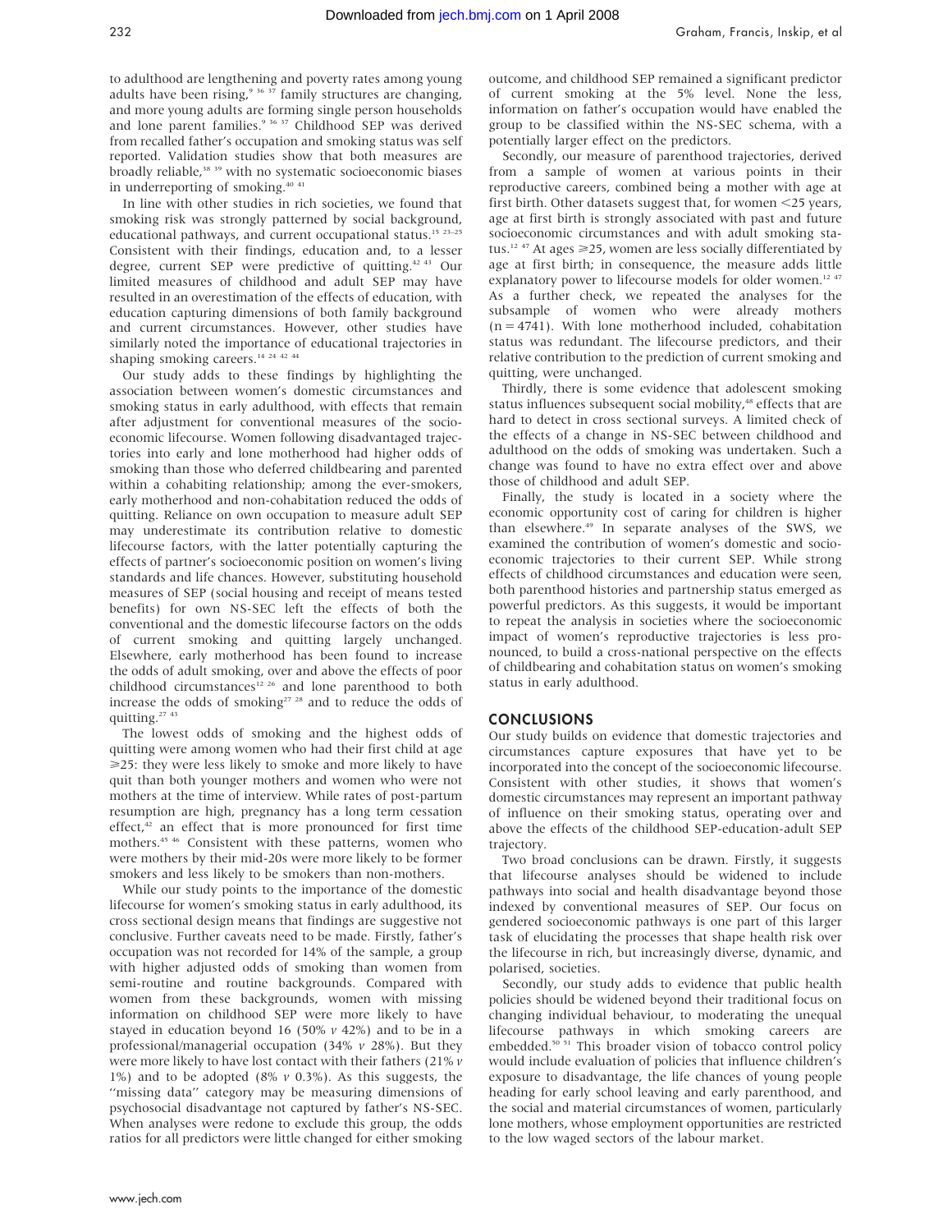to adulthood are lengthening and poverty rates among young adults have been rising,[9 36 37] family structures are changing, and more young adults are forming single person households and lone parent families.[9 36 37] Childhood SEP was derived from recalled father's occupation and smoking status was self reported. Validation studies show that both measures are broadly reliable,[38 39] with no systematic socioeconomic biases in underreporting of smoking.[40 41]

In line with other studies in rich societies, we found that smoking risk was strongly patterned by social background, educational pathways, and current occupational status.[15 23–25] Consistent with their findings, education and, to a lesser degree, current SEP were predictive of quitting.[42 43] Our limited measures of childhood and adult SEP may have resulted in an overestimation of the effects of education, with education capturing dimensions of both family background and current circumstances. However, other studies have similarly noted the importance of educational trajectories in shaping smoking careers.[14 24 42 44]

Our study adds to these findings by highlighting the association between women's domestic circumstances and smoking status in early adulthood, with effects that remain after adjustment for conventional measures of the socioeconomic lifecourse. Women following disadvantaged trajectories into early and lone motherhood had higher odds of smoking than those who deferred childbearing and parented within a cohabiting relationship; among the ever-smokers, early motherhood and non-cohabitation reduced the odds of quitting. Reliance on own occupation to measure adult SEP may underestimate its contribution relative to domestic lifecourse factors, with the latter potentially capturing the effects of partner's socioeconomic position on women's living standards and life chances. However, substituting household measures of SEP (social housing and receipt of means tested benefits) for own NS-SEC left the effects of both the conventional and the domestic lifecourse factors on the odds of current smoking and quitting largely unchanged. Elsewhere, early motherhood has been found to increase the odds of adult smoking, over and above the effects of poor childhood circumstances[12 26] and lone parenthood to both increase the odds of smoking[27 28] and to reduce the odds of quitting.[27 43]

The lowest odds of smoking and the highest odds of quitting were among women who had their first child at age ⩾25: they were less likely to smoke and more likely to have quit than both younger mothers and women who were not mothers at the time of interview. While rates of post-partum resumption are high, pregnancy has a long term cessation effect,[42] an effect that is more pronounced for first time mothers.[45 46] Consistent with these patterns, women who were mothers by their mid-20s were more likely to be former smokers and less likely to be smokers than non-mothers.

While our study points to the importance of the domestic lifecourse for women's smoking status in early adulthood, its cross sectional design means that findings are suggestive not conclusive. Further caveats need to be made. Firstly, father's occupation was not recorded for 14% of the sample, a group with higher adjusted odds of smoking than women from semi-routine and routine backgrounds. Compared with women from these backgrounds, women with missing information on childhood SEP were more likely to have stayed in education beyond 16 (50% *v* 42%) and to be in a professional/managerial occupation (34% *v* 28%). But they were more likely to have lost contact with their fathers (21% *v* 1%) and to be adopted (8% *v* 0.3%). As this suggests, the "missing data" category may be measuring dimensions of psychosocial disadvantage not captured by father's NS-SEC. When analyses were redone to exclude this group, the odds ratios for all predictors were little changed for either smoking outcome, and childhood SEP remained a significant predictor of current smoking at the 5% level. None the less, information on father's occupation would have enabled the group to be classified within the NS-SEC schema, with a potentially larger effect on the predictors.

Secondly, our measure of parenthood trajectories, derived from a sample of women at various points in their reproductive careers, combined being a mother with age at first birth. Other datasets suggest that, for women <25 years, age at first birth is strongly associated with past and future socioeconomic circumstances and with adult smoking status.[12 47] At ages ⩾25, women are less socially differentiated by age at first birth; in consequence, the measure adds little explanatory power to lifecourse models for older women.[12 47] As a further check, we repeated the analyses for the subsample of women who were already mothers (n = 4741). With lone motherhood included, cohabitation status was redundant. The lifecourse predictors, and their relative contribution to the prediction of current smoking and quitting, were unchanged.

Thirdly, there is some evidence that adolescent smoking status influences subsequent social mobility,[48] effects that are hard to detect in cross sectional surveys. A limited check of the effects of a change in NS-SEC between childhood and adulthood on the odds of smoking was undertaken. Such a change was found to have no extra effect over and above those of childhood and adult SEP.

Finally, the study is located in a society where the economic opportunity cost of caring for children is higher than elsewhere.[49] In separate analyses of the SWS, we examined the contribution of women's domestic and socioeconomic trajectories to their current SEP. While strong effects of childhood circumstances and education were seen, both parenthood histories and partnership status emerged as powerful predictors. As this suggests, it would be important to repeat the analysis in societies where the socioeconomic impact of women's reproductive trajectories is less pronounced, to build a cross-national perspective on the effects of childbearing and cohabitation status on women's smoking status in early adulthood.

## CONCLUSIONS

Our study builds on evidence that domestic trajectories and circumstances capture exposures that have yet to be incorporated into the concept of the socioeconomic lifecourse. Consistent with other studies, it shows that women's domestic circumstances may represent an important pathway of influence on their smoking status, operating over and above the effects of the childhood SEP-education-adult SEP trajectory.

Two broad conclusions can be drawn. Firstly, it suggests that lifecourse analyses should be widened to include pathways into social and health disadvantage beyond those indexed by conventional measures of SEP. Our focus on gendered socioeconomic pathways is one part of this larger task of elucidating the processes that shape health risk over the lifecourse in rich, but increasingly diverse, dynamic, and polarised, societies.

Secondly, our study adds to evidence that public health policies should be widened beyond their traditional focus on changing individual behaviour, to moderating the unequal lifecourse pathways in which smoking careers are embedded.[50 51] This broader vision of tobacco control policy would include evaluation of policies that influence children's exposure to disadvantage, the life chances of young people heading for early school leaving and early parenthood, and the social and material circumstances of women, particularly lone mothers, whose employment opportunities are restricted to the low waged sectors of the labour market.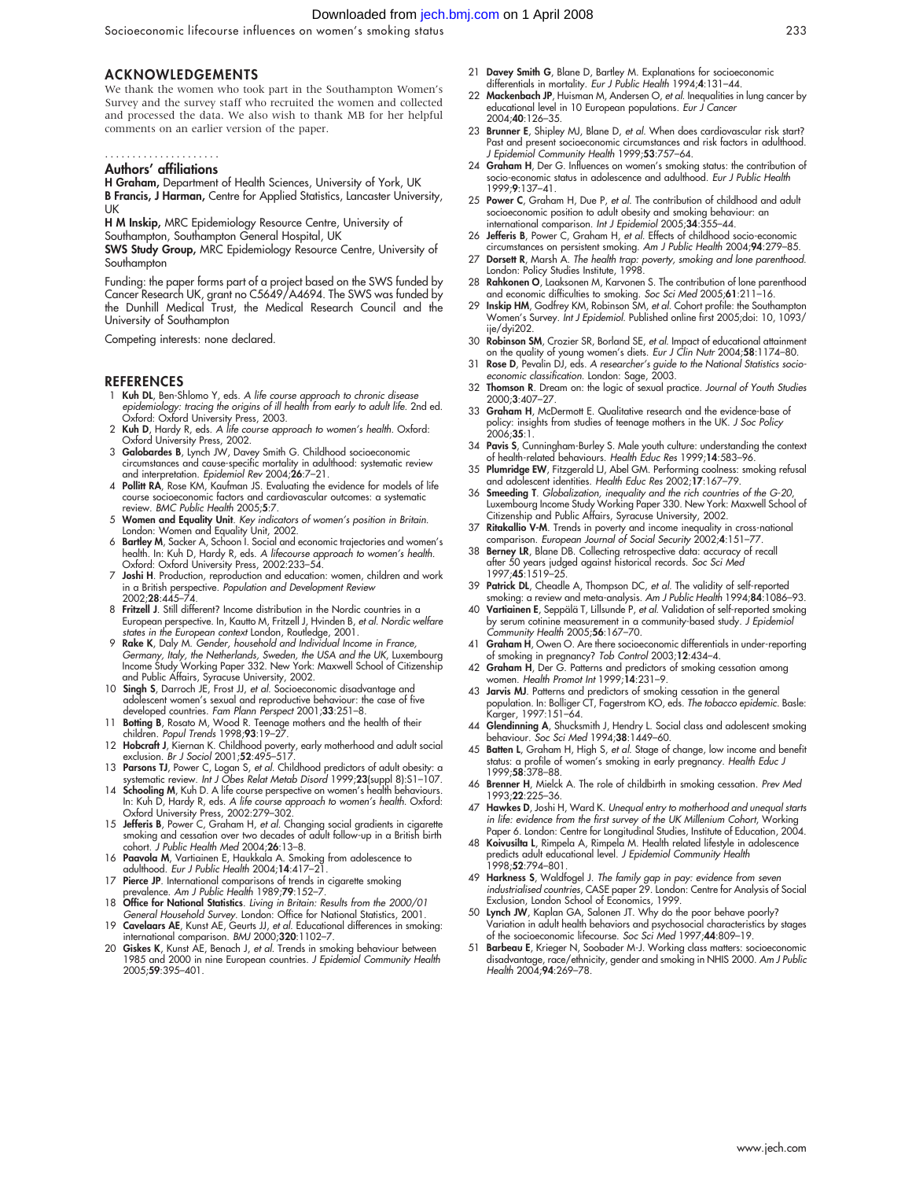## ACKNOWLEDGEMENTS

We thank the women who took part in the Southampton Women's Survey and the survey staff who recruited the women and collected and processed the data. We also wish to thank MB for her helpful comments on an earlier version of the paper.

### Authors' affiliations

**H Graham,** Department of Health Sciences, University of York, UK
**B Francis, J Harman,** Centre for Applied Statistics, Lancaster University, UK
**H M Inskip,** MRC Epidemiology Resource Centre, University of Southampton, Southampton General Hospital, UK
**SWS Study Group,** MRC Epidemiology Resource Centre, University of Southampton

Funding: the paper forms part of a project based on the SWS funded by Cancer Research UK, grant no C5649/A4694. The SWS was funded by the Dunhill Medical Trust, the Medical Research Council and the University of Southampton

Competing interests: none declared.

## REFERENCES

1. **Kuh DL**, Ben-Shlomo Y, eds. *A life course approach to chronic disease epidemiology: tracing the origins of ill health from early to adult life.* 2nd ed. Oxford: Oxford University Press, 2003.
2. **Kuh D**, Hardy R, eds. *A life course approach to women's health.* Oxford: Oxford University Press, 2002.
3. **Galobardes B**, Lynch JW, Davey Smith G. Childhood socioeconomic circumstances and cause-specific mortality in adulthood: systematic review and interpretation. *Epidemiol Rev* 2004;**26**:7–21.
4. **Pollitt RA**, Rose KM, Kaufman JS. Evaluating the evidence for models of life course socioeconomic factors and cardiovascular outcomes: a systematic review. *BMC Public Health* 2005;**5**:7.
5. **Women and Equality Unit**. *Key indicators of women's position in Britain.* London: Women and Equality Unit, 2002.
6. **Bartley M**, Sacker A, Schoon I. Social and economic trajectories and women's health. In: Kuh D, Hardy R, eds. *A lifecourse approach to women's health.* Oxford: Oxford University Press, 2002:233–54.
7. **Joshi H**. Production, reproduction and education: women, children and work in a British perspective. *Population and Development Review* 2002;**28**:445–74.
8. **Fritzell J**. Still different? Income distribution in the Nordic countries in a European perspective. In, Kautto M, Fritzell J, Hvinden B, *et al. Nordic welfare states in the European context* London, Routledge, 2001.
9. **Rake K**, Daly M. *Gender, household and Individual Income in France, Germany, Italy, the Netherlands, Sweden, the USA and the UK,* Luxembourg Income Study Working Paper 332. New York: Maxwell School of Citizenship and Public Affairs, Syracuse University, 2002.
10. **Singh S**, Darroch JE, Frost JJ, *et al.* Socioeconomic disadvantage and adolescent women's sexual and reproductive behaviour: the case of five developed countries. *Fam Plann Perspect* 2001;**33**:251–8.
11. **Botting B**, Rosato M, Wood R. Teenage mothers and the health of their children. *Popul Trends* 1998;**93**:19–27.
12. **Hobcraft J**, Kiernan K. Childhood poverty, early motherhood and adult social exclusion. *Br J Sociol* 2001;**52**:495–517.
13. **Parsons TJ**, Power C, Logan S, *et al.* Childhood predictors of adult obesity: a systematic review. *Int J Obes Relat Metab Disord* 1999;**23**(suppl 8):S1–107.
14. **Schooling M**, Kuh D. A life course perspective on women's health behaviours. In: Kuh D, Hardy R, eds. *A life course approach to women's health.* Oxford: Oxford University Press, 2002:279–302.
15. **Jefferis B**, Power C, Graham H, *et al.* Changing social gradients in cigarette smoking and cessation over two decades of adult follow-up in a British birth cohort. *J Public Health Med* 2004;**26**:13–8.
16. **Paavola M**, Vartiainen E, Haukkala A. Smoking from adolescence to adulthood. *Eur J Public Health* 2004;**14**:417–21.
17. **Pierce JP**. International comparisons of trends in cigarette smoking prevalence. *Am J Public Health* 1989;**79**:152–7.
18. **Office for National Statistics**. *Living in Britain: Results from the 2000/01 General Household Survey.* London: Office for National Statistics, 2001.
19. **Cavelaars AE**, Kunst AE, Geurts JJ, *et al.* Educational differences in smoking: international comparison. *BMJ* 2000;**320**:1102–7.
20. **Giskes K**, Kunst AE, Benach J, *et al.* Trends in smoking behaviour between 1985 and 2000 in nine European countries. *J Epidemiol Community Health* 2005;**59**:395–401.
21. **Davey Smith G**, Blane D, Bartley M. Explanations for socioeconomic differentials in mortality. *Eur J Public Health* 1994;**4**:131–44.
22. **Mackenbach JP**, Huisman M, Andersen O, *et al.* Inequalities in lung cancer by educational level in 10 European populations. *Eur J Cancer* 2004;**40**:126–35.
23. **Brunner E**, Shipley MJ, Blane D, *et al.* When does cardiovascular risk start? Past and present socioeconomic circumstances and risk factors in adulthood. *J Epidemiol Community Health* 1999;**53**:757–64.
24. **Graham H**, Der G. Influences on women's smoking status: the contribution of socio-economic status in adolescence and adulthood. *Eur J Public Health* 1999;**9**:137–41.
25. **Power C**, Graham H, Due P, *et al.* The contribution of childhood and adult socioeconomic position to adult obesity and smoking behaviour: an international comparison. *Int J Epidemiol* 2005;**34**:355–44.
26. **Jefferis B**, Power C, Graham H, *et al.* Effects of childhood socio-economic circumstances on persistent smoking. *Am J Public Health* 2004;**94**:279–85.
27. **Dorsett R**, Marsh A. *The health trap: poverty, smoking and lone parenthood.* London: Policy Studies Institute, 1998.
28. **Rahkonen O**, Laaksonen M, Karvonen S. The contribution of lone parenthood and economic difficulties to smoking. *Soc Sci Med* 2005;**61**:211–16.
29. **Inskip HM**, Godfrey KM, Robinson SM, *et al.* Cohort profile: the Southampton Women's Survey. *Int J Epidemiol.* Published online first 2005;doi: 10, 1093/ije/dyi202.
30. **Robinson SM**, Crozier SR, Borland SE, *et al.* Impact of educational attainment on the quality of young women's diets. *Eur J Clin Nutr* 2004;**58**:1174–80.
31. **Rose D**, Pevalin DJ, eds. *A researcher's guide to the National Statistics socio-economic classification.* London: Sage, 2003.
32. **Thomson R**. Dream on: the logic of sexual practice. *Journal of Youth Studies* 2000;**3**:407–27.
33. **Graham H**, McDermott E. Qualitative research and the evidence-base of policy: insights from studies of teenage mothers in the UK. *J Soc Policy* 2006;**35**:1.
34. **Pavis S**, Cunningham-Burley S. Male youth culture: understanding the context of health-related behaviours. *Health Educ Res* 1999;**14**:583–96.
35. **Plumridge EW**, Fitzgerald LJ, Abel GM. Performing coolness: smoking refusal and adolescent identities. *Health Educ Res* 2002;**17**:167–79.
36. **Smeeding T**. *Globalization, inequality and the rich countries of the G-20,* Luxembourg Income Study Working Paper 330. New York: Maxwell School of Citizenship and Public Affairs, Syracuse University, 2002.
37. **Ritakallio V-M**. Trends in poverty and income inequality in cross-national comparison. *European Journal of Social Security* 2002;**4**:151–77.
38. **Berney LR**, Blane DB. Collecting retrospective data: accuracy of recall after 50 years judged against historical records. *Soc Sci Med* 1997;**45**:1519–25.
39. **Patrick DL**, Cheadle A, Thompson DC, *et al.* The validity of self-reported smoking: a review and meta-analysis. *Am J Public Health* 1994;**84**:1086–93.
40. **Vartiainen E**, Seppälä T, Lillsunde P, *et al.* Validation of self-reported smoking by serum cotinine measurement in a community-based study. *J Epidemiol Community Health* 2005;**56**:167–70.
41. **Graham H**, Owen O. Are there socioeconomic differentials in under-reporting of smoking in pregnancy? *Tob Control* 2003;**12**:434–4.
42. **Graham H**, Der G. Patterns and predictors of smoking cessation among women. *Health Promot Int* 1999;**14**:231–9.
43. **Jarvis MJ**. Patterns and predictors of smoking cessation in the general population. In: Bolliger CT, Fagerstrom KO, eds. *The tobacco epidemic.* Basle: Karger, 1997:151–64.
44. **Glendinning A**, Shucksmith J, Hendry L. Social class and adolescent smoking behaviour. *Soc Sci Med* 1994;**38**:1449–60.
45. **Batten L**, Graham H, High S, *et al.* Stage of change, low income and benefit status: a profile of women's smoking in early pregnancy. *Health Educ J* 1999;**58**:378–88.
46. **Brenner H**, Mielck A. The role of childbirth in smoking cessation. *Prev Med* 1993;**22**:225–36.
47. **Hawkes D**, Joshi H, Ward K. *Unequal entry to motherhood and unequal starts in life: evidence from the first survey of the UK Millenium Cohort,* Working Paper 6. London: Centre for Longitudinal Studies, Institute of Education, 2004.
48. **Koivusilta L**, Rimpela A, Rimpela M. Health related lifestyle in adolescence predicts adult educational level. *J Epidemiol Community Health* 1998;**52**:794–801.
49. **Harkness S**, Waldfogel J. *The family gap in pay: evidence from seven industrialised countries,* CASE paper 29. London: Centre for Analysis of Social Exclusion, London School of Economics, 1999.
50. **Lynch JW**, Kaplan GA, Salonen JT. Why do the poor behave poorly? Variation in adult health behaviors and psychosocial characteristics by stages of the socioeconomic lifecourse. *Soc Sci Med* 1997;**44**:809–19.
51. **Barbeau E**, Krieger N, Soobader M-J. Working class matters: socioeconomic disadvantage, race/ethnicity, gender and smoking in NHIS 2000. *Am J Public Health* 2004;**94**:269–78.